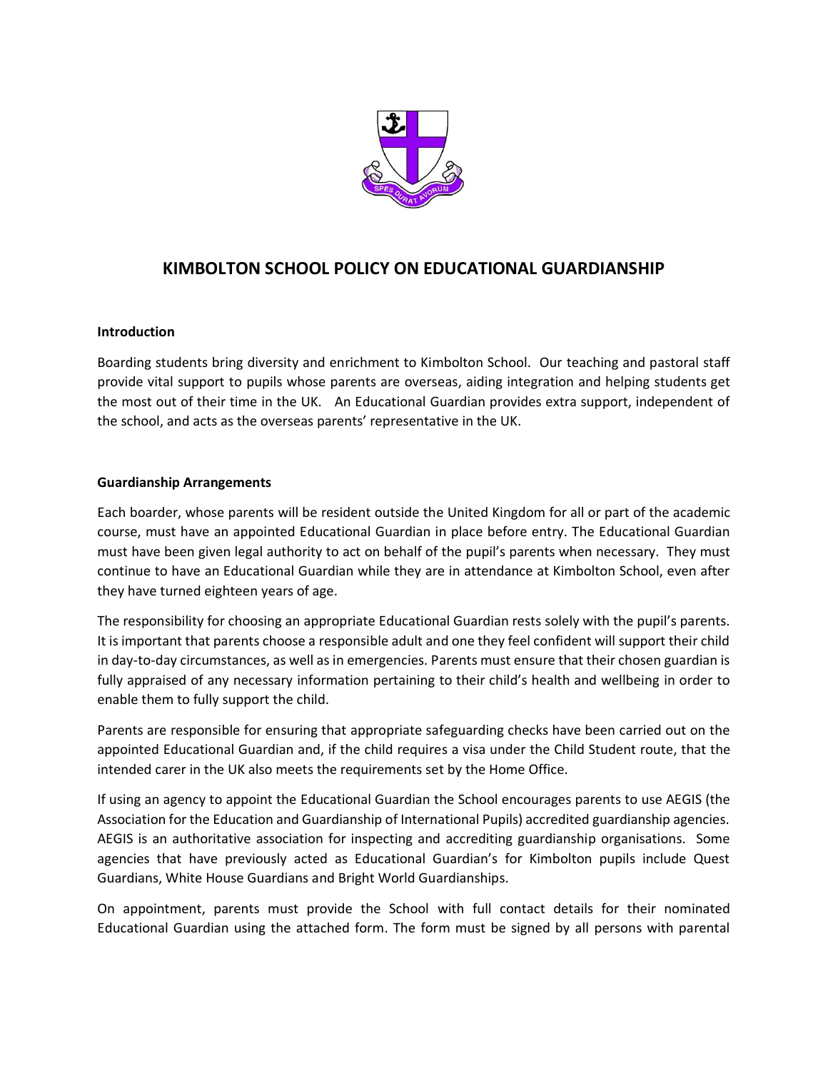# KIMBOLTON SCHOOL POLICY ON EDUCATIONAL GUARDIANSHIP

**Introduction**

Boarding students bring diversity and enrichment to Kimbolton School. Our teaching and pastoral staff provide vital support to pupils whose parents are overseas, aiding integration and helping students get the most out of their time in the UK. An Educational Guardian provides extra support, independent of the school, and acts as the overseas parents' representative in the UK.

**Guardianship Arrangements**

Each boarder, whose parents will be resident outside the United Kingdom for all or part of the academic course, must have an appointed Educational Guardian in place before entry. The Educational Guardian must have been given legal authority to act on behalf of the pupil's parents when necessary. They must continue to have an Educational Guardian while they are in attendance at Kimbolton School, even after they have turned eighteen years of age.

The responsibility for choosing an appropriate Educational Guardian rests solely with the pupil's parents. It is important that parents choose a responsible adult and one they feel confident will support their child in day-to-day circumstances, as well as in emergencies. Parents must ensure that their chosen guardian is fully appraised of any necessary information pertaining to their child's health and wellbeing in order to enable them to fully support the child.

Parents are responsible for ensuring that appropriate safeguarding checks have been carried out on the appointed Educational Guardian and, if the child requires a visa under the Child Student route, that the intended carer in the UK also meets the requirements set by the Home Office.

If using an agency to appoint the Educational Guardian the School encourages parents to use AEGIS (the Association for the Education and Guardianship of International Pupils) accredited guardianship agencies. AEGIS is an authoritative association for inspecting and accrediting guardianship organisations. Some agencies that have previously acted as Educational Guardian's for Kimbolton pupils include Quest Guardians, White House Guardians and Bright World Guardianships.

On appointment, parents must provide the School with full contact details for their nominated Educational Guardian using the attached form. The form must be signed by all persons with parental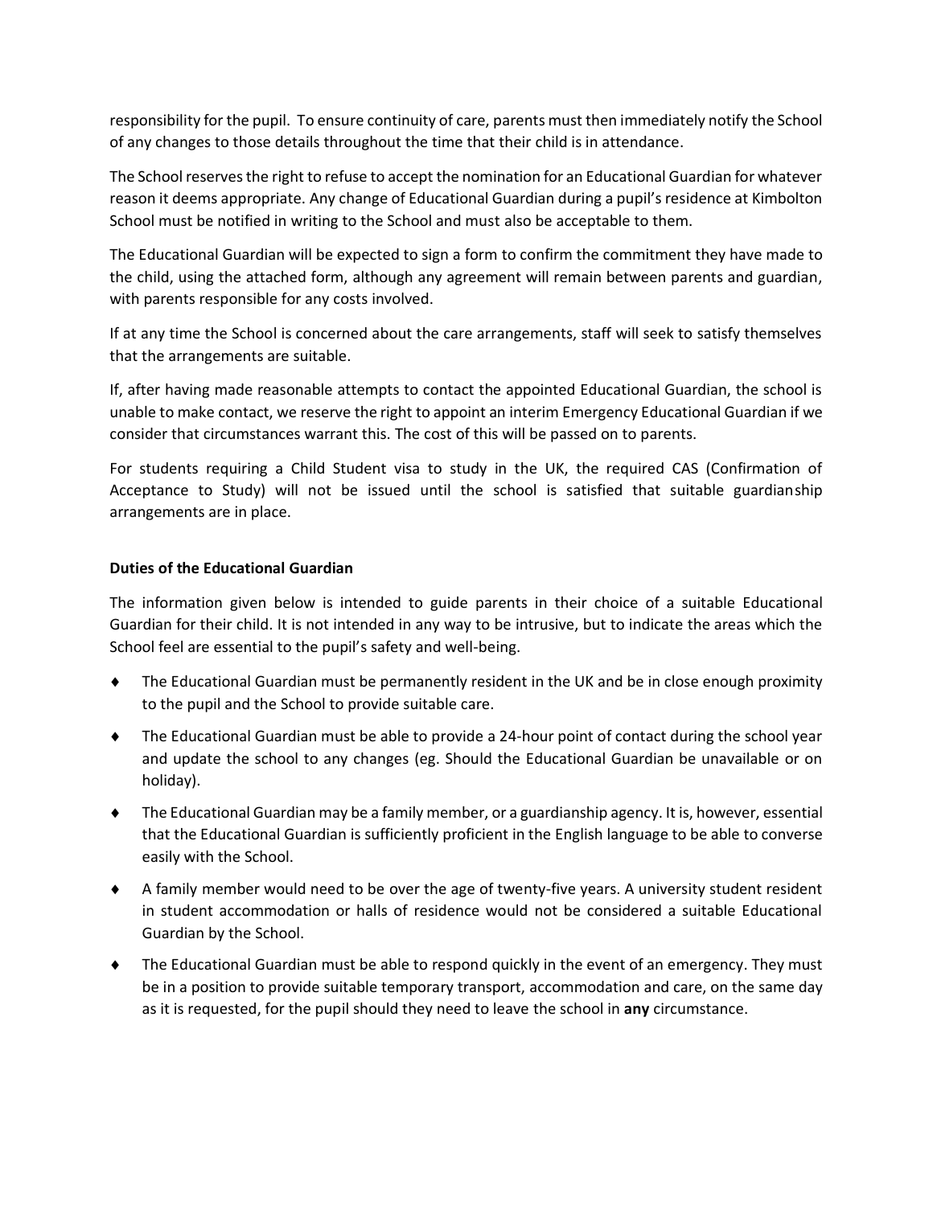responsibility for the pupil. To ensure continuity of care, parents must then immediately notify the School of any changes to those details throughout the time that their child is in attendance.

The School reserves the right to refuse to accept the nomination for an Educational Guardian for whatever reason it deems appropriate. Any change of Educational Guardian during a pupil's residence at Kimbolton School must be notified in writing to the School and must also be acceptable to them.

The Educational Guardian will be expected to sign a form to confirm the commitment they have made to the child, using the attached form, although any agreement will remain between parents and guardian, with parents responsible for any costs involved.

If at any time the School is concerned about the care arrangements, staff will seek to satisfy themselves that the arrangements are suitable.

If, after having made reasonable attempts to contact the appointed Educational Guardian, the school is unable to make contact, we reserve the right to appoint an interim Emergency Educational Guardian if we consider that circumstances warrant this. The cost of this will be passed on to parents.

For students requiring a Child Student visa to study in the UK, the required CAS (Confirmation of Acceptance to Study) will not be issued until the school is satisfied that suitable guardianship arrangements are in place.

**Duties of the Educational Guardian**

The information given below is intended to guide parents in their choice of a suitable Educational Guardian for their child. It is not intended in any way to be intrusive, but to indicate the areas which the School feel are essential to the pupil's safety and well-being.

- The Educational Guardian must be permanently resident in the UK and be in close enough proximity to the pupil and the School to provide suitable care.
- The Educational Guardian must be able to provide a 24-hour point of contact during the school year and update the school to any changes (eg. Should the Educational Guardian be unavailable or on holiday).
- The Educational Guardian may be a family member, or a guardianship agency. It is, however, essential that the Educational Guardian is sufficiently proficient in the English language to be able to converse easily with the School.
- A family member would need to be over the age of twenty-five years. A university student resident in student accommodation or halls of residence would not be considered a suitable Educational Guardian by the School.
- The Educational Guardian must be able to respond quickly in the event of an emergency. They must be in a position to provide suitable temporary transport, accommodation and care, on the same day as it is requested, for the pupil should they need to leave the school in **any** circumstance.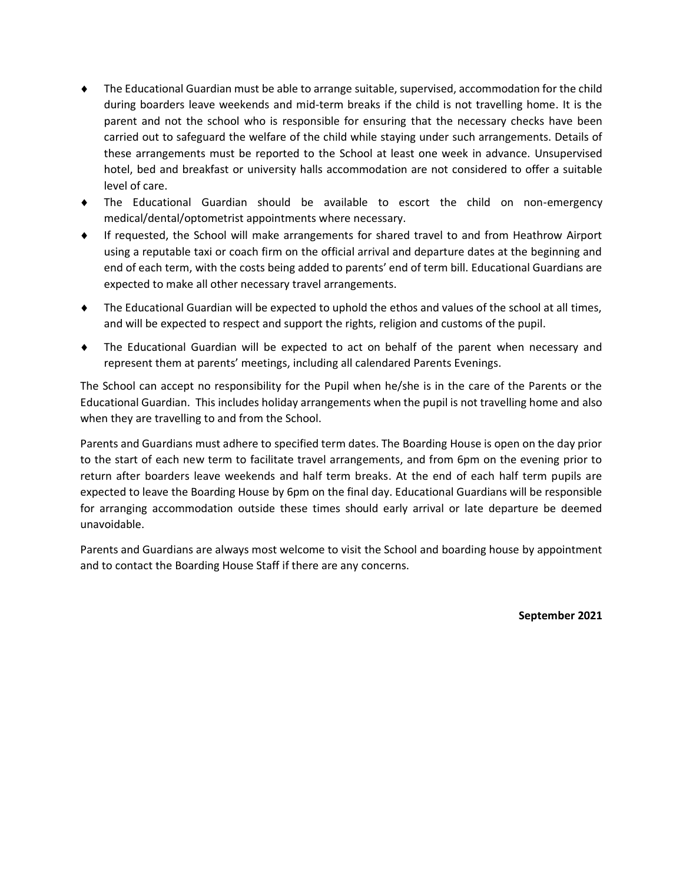- The Educational Guardian must be able to arrange suitable, supervised, accommodation for the child during boarders leave weekends and mid-term breaks if the child is not travelling home. It is the parent and not the school who is responsible for ensuring that the necessary checks have been carried out to safeguard the welfare of the child while staying under such arrangements. Details of these arrangements must be reported to the School at least one week in advance. Unsupervised hotel, bed and breakfast or university halls accommodation are not considered to offer a suitable level of care.
- The Educational Guardian should be available to escort the child on non-emergency medical/dental/optometrist appointments where necessary.
- If requested, the School will make arrangements for shared travel to and from Heathrow Airport using a reputable taxi or coach firm on the official arrival and departure dates at the beginning and end of each term, with the costs being added to parents' end of term bill. Educational Guardians are expected to make all other necessary travel arrangements.
- The Educational Guardian will be expected to uphold the ethos and values of the school at all times, and will be expected to respect and support the rights, religion and customs of the pupil.
- The Educational Guardian will be expected to act on behalf of the parent when necessary and represent them at parents' meetings, including all calendared Parents Evenings.

The School can accept no responsibility for the Pupil when he/she is in the care of the Parents or the Educational Guardian. This includes holiday arrangements when the pupil is not travelling home and also when they are travelling to and from the School.

Parents and Guardians must adhere to specified term dates. The Boarding House is open on the day prior to the start of each new term to facilitate travel arrangements, and from 6pm on the evening prior to return after boarders leave weekends and half term breaks. At the end of each half term pupils are expected to leave the Boarding House by 6pm on the final day. Educational Guardians will be responsible for arranging accommodation outside these times should early arrival or late departure be deemed unavoidable.

Parents and Guardians are always most welcome to visit the School and boarding house by appointment and to contact the Boarding House Staff if there are any concerns.

**September 2021**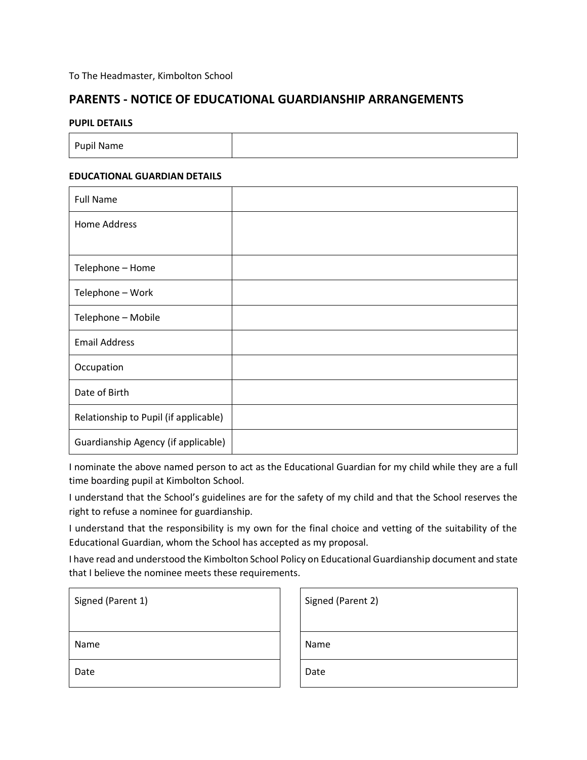To The Headmaster, Kimbolton School

## PARENTS - NOTICE OF EDUCATIONAL GUARDIANSHIP ARRANGEMENTS

**PUPIL DETAILS**

| Pupil Name | |
|---|---|

**EDUCATIONAL GUARDIAN DETAILS**

| Full Name | |
|---|---|
| Home Address | |
| Telephone – Home | |
| Telephone – Work | |
| Telephone – Mobile | |
| Email Address | |
| Occupation | |
| Date of Birth | |
| Relationship to Pupil (if applicable) | |
| Guardianship Agency (if applicable) | |

I nominate the above named person to act as the Educational Guardian for my child while they are a full time boarding pupil at Kimbolton School.

I understand that the School's guidelines are for the safety of my child and that the School reserves the right to refuse a nominee for guardianship.

I understand that the responsibility is my own for the final choice and vetting of the suitability of the Educational Guardian, whom the School has accepted as my proposal.

I have read and understood the Kimbolton School Policy on Educational Guardianship document and state that I believe the nominee meets these requirements.

| Signed (Parent 1) |
|---|
| Name |
| Date |

| Signed (Parent 2) |
|---|
| Name |
| Date |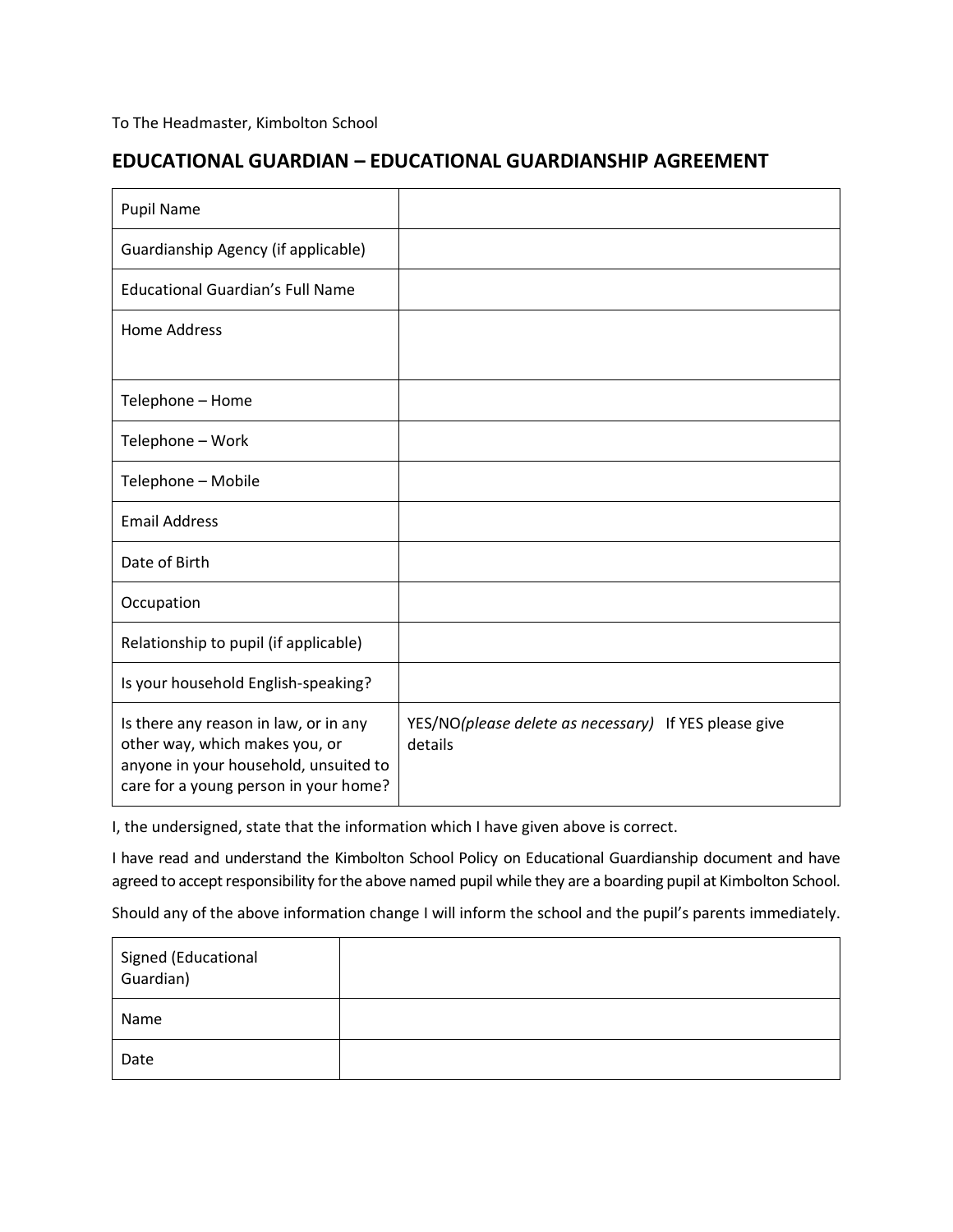To The Headmaster, Kimbolton School

## EDUCATIONAL GUARDIAN – EDUCATIONAL GUARDIANSHIP AGREEMENT

| | |
|---|---|
| Pupil Name | |
| Guardianship Agency (if applicable) | |
| Educational Guardian's Full Name | |
| Home Address | |
| Telephone – Home | |
| Telephone – Work | |
| Telephone – Mobile | |
| Email Address | |
| Date of Birth | |
| Occupation | |
| Relationship to pupil (if applicable) | |
| Is your household English-speaking? | |
| Is there any reason in law, or in any other way, which makes you, or anyone in your household, unsuited to care for a young person in your home? | YES/NO *(please delete as necessary)* If YES please give details |

I, the undersigned, state that the information which I have given above is correct.

I have read and understand the Kimbolton School Policy on Educational Guardianship document and have agreed to accept responsibility for the above named pupil while they are a boarding pupil at Kimbolton School.

Should any of the above information change I will inform the school and the pupil's parents immediately.

| | |
|---|---|
| Signed (Educational Guardian) | |
| Name | |
| Date | |